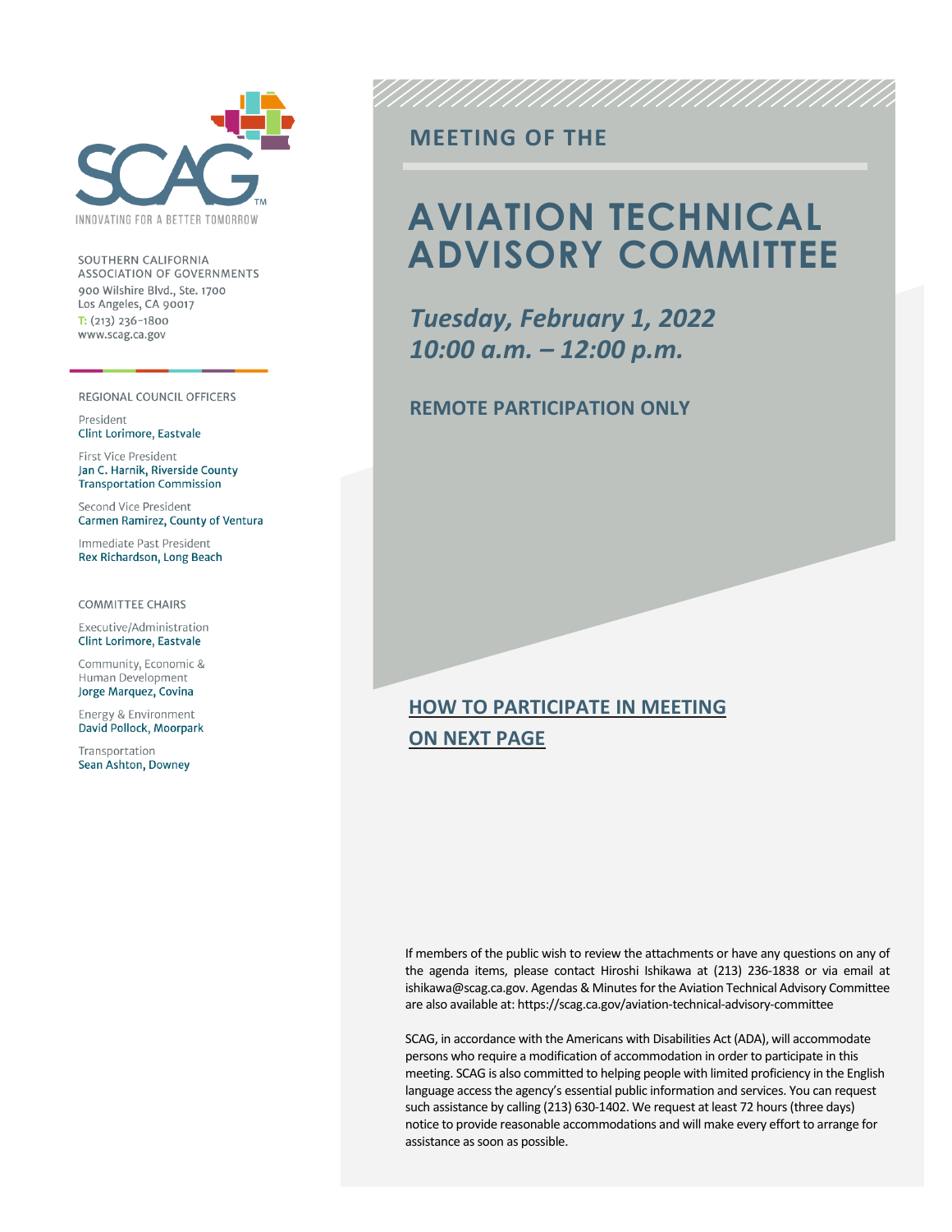SCAG™

INNOVATING FOR A BETTER TOMORROW

SOUTHERN CALIFORNIA ASSOCIATION OF GOVERNMENTS
900 Wilshire Blvd., Ste. 1700
Los Angeles, CA 90017
T: (213) 236-1800
www.scag.ca.gov

REGIONAL COUNCIL OFFICERS

President
Clint Lorimore, Eastvale

First Vice President
Jan C. Harnik, Riverside County Transportation Commission

Second Vice President
Carmen Ramirez, County of Ventura

Immediate Past President
Rex Richardson, Long Beach

COMMITTEE CHAIRS

Executive/Administration
Clint Lorimore, Eastvale

Community, Economic & Human Development
Jorge Marquez, Covina

Energy & Environment
David Pollock, Moorpark

Transportation
Sean Ashton, Downey

## MEETING OF THE

# AVIATION TECHNICAL ADVISORY COMMITTEE

***Tuesday, February 1, 2022***
***10:00 a.m. – 12:00 p.m.***

**REMOTE PARTICIPATION ONLY**

**HOW TO PARTICIPATE IN MEETING ON NEXT PAGE**

If members of the public wish to review the attachments or have any questions on any of the agenda items, please contact Hiroshi Ishikawa at (213) 236-1838 or via email at ishikawa@scag.ca.gov. Agendas & Minutes for the Aviation Technical Advisory Committee are also available at: https://scag.ca.gov/aviation-technical-advisory-committee

SCAG, in accordance with the Americans with Disabilities Act (ADA), will accommodate persons who require a modification of accommodation in order to participate in this meeting. SCAG is also committed to helping people with limited proficiency in the English language access the agency's essential public information and services. You can request such assistance by calling (213) 630-1402. We request at least 72 hours (three days) notice to provide reasonable accommodations and will make every effort to arrange for assistance as soon as possible.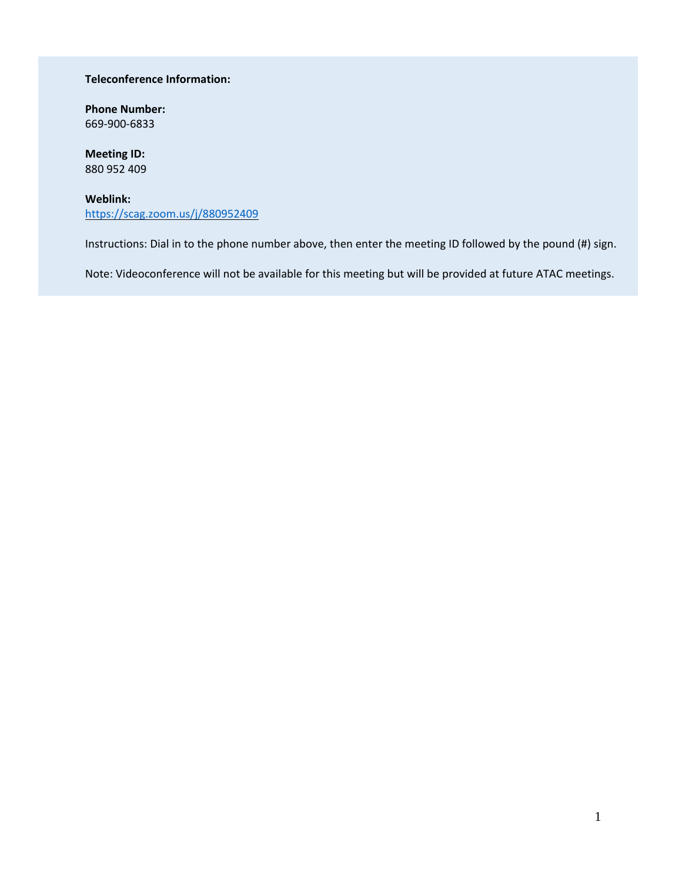**Teleconference Information:**

**Phone Number:**
669-900-6833

**Meeting ID:**
880 952 409

**Weblink:**
https://scag.zoom.us/j/880952409

Instructions: Dial in to the phone number above, then enter the meeting ID followed by the pound (#) sign.

Note: Videoconference will not be available for this meeting but will be provided at future ATAC meetings.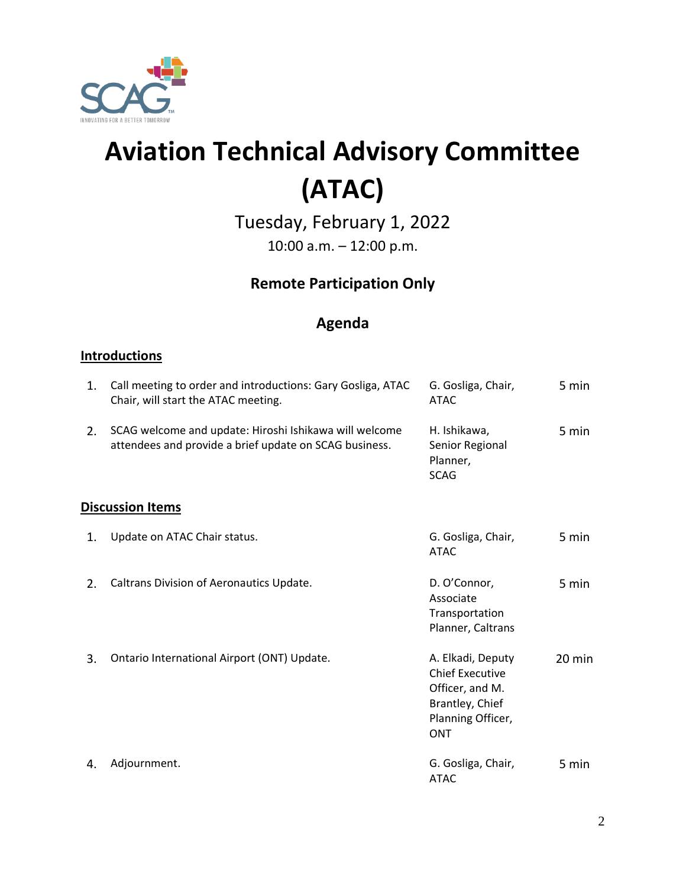# Aviation Technical Advisory Committee (ATAC)

Tuesday, February 1, 2022

10:00 a.m. – 12:00 p.m.

## Remote Participation Only

## Agenda

### Introductions

| | | | |
|---|---|---|---|
| 1. | Call meeting to order and introductions: Gary Gosliga, ATAC Chair, will start the ATAC meeting. | G. Gosliga, Chair, ATAC | 5 min |
| 2. | SCAG welcome and update: Hiroshi Ishikawa will welcome attendees and provide a brief update on SCAG business. | H. Ishikawa, Senior Regional Planner, SCAG | 5 min |

### Discussion Items

| | | | |
|---|---|---|---|
| 1. | Update on ATAC Chair status. | G. Gosliga, Chair, ATAC | 5 min |
| 2. | Caltrans Division of Aeronautics Update. | D. O'Connor, Associate Transportation Planner, Caltrans | 5 min |
| 3. | Ontario International Airport (ONT) Update. | A. Elkadi, Deputy Chief Executive Officer, and M. Brantley, Chief Planning Officer, ONT | 20 min |
| 4. | Adjournment. | G. Gosliga, Chair, ATAC | 5 min |